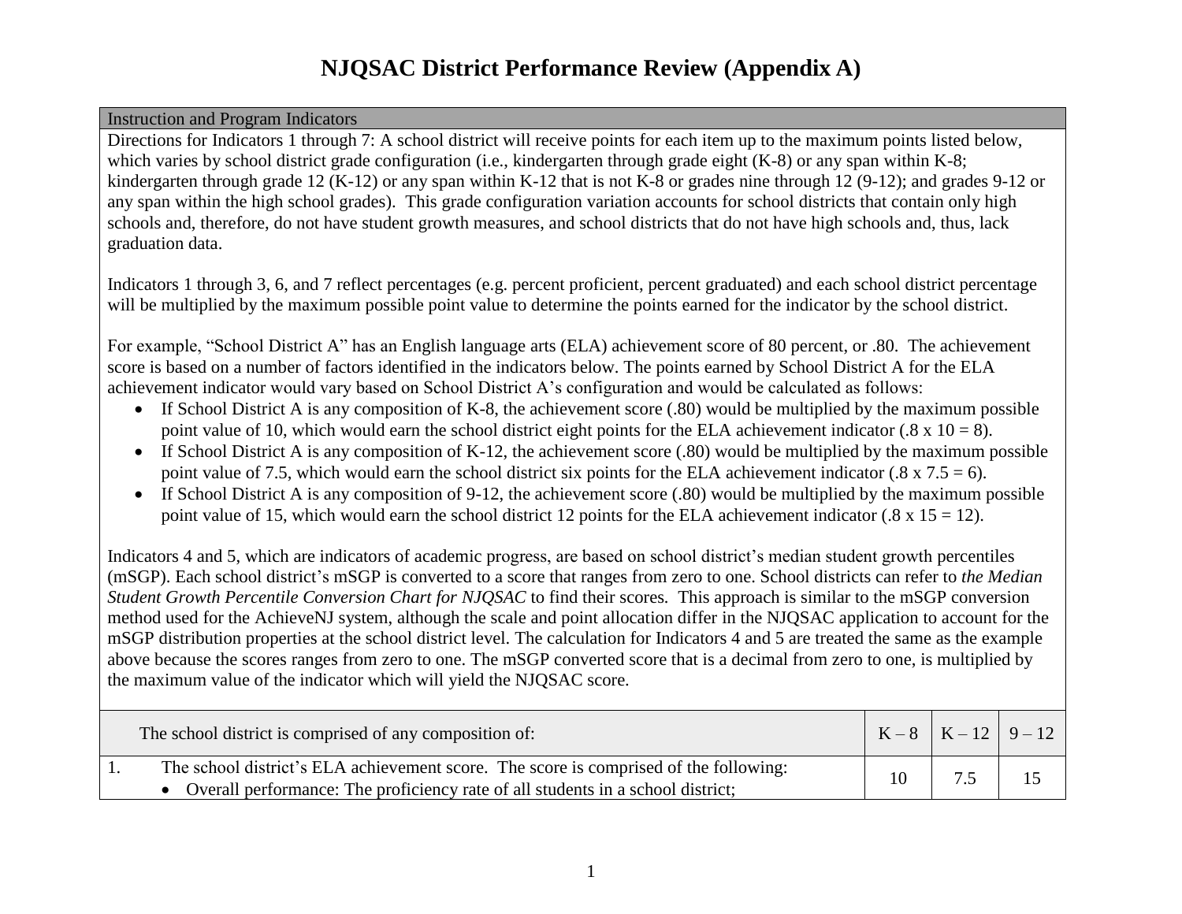# NJQSAC District Performance Review (Appendix A)

| Instruction and Program Indicators | | | |
|---|---|---|---|
| Directions for Indicators 1 through 7: A school district will receive points for each item up to the maximum points listed below, which varies by school district grade configuration (i.e., kindergarten through grade eight (K-8) or any span within K-8; kindergarten through grade 12 (K-12) or any span within K-12 that is not K-8 or grades nine through 12 (9-12); and grades 9-12 or any span within the high school grades). This grade configuration variation accounts for school districts that contain only high schools and, therefore, do not have student growth measures, and school districts that do not have high schools and, thus, lack graduation data.<br><br>Indicators 1 through 3, 6, and 7 reflect percentages (e.g. percent proficient, percent graduated) and each school district percentage will be multiplied by the maximum possible point value to determine the points earned for the indicator by the school district.<br><br>For example, "School District A" has an English language arts (ELA) achievement score of 80 percent, or .80. The achievement score is based on a number of factors identified in the indicators below. The points earned by School District A for the ELA achievement indicator would vary based on School District A's configuration and would be calculated as follows:<br>• If School District A is any composition of K-8, the achievement score (.80) would be multiplied by the maximum possible point value of 10, which would earn the school district eight points for the ELA achievement indicator (.8 x 10 = 8).<br>• If School District A is any composition of K-12, the achievement score (.80) would be multiplied by the maximum possible point value of 7.5, which would earn the school district six points for the ELA achievement indicator (.8 x 7.5 = 6).<br>• If School District A is any composition of 9-12, the achievement score (.80) would be multiplied by the maximum possible point value of 15, which would earn the school district 12 points for the ELA achievement indicator (.8 x 15 = 12).<br><br>Indicators 4 and 5, which are indicators of academic progress, are based on school district's median student growth percentiles (mSGP). Each school district's mSGP is converted to a score that ranges from zero to one. School districts can refer to *the Median Student Growth Percentile Conversion Chart for NJQSAC* to find their scores. This approach is similar to the mSGP conversion method used for the AchieveNJ system, although the scale and point allocation differ in the NJQSAC application to account for the mSGP distribution properties at the school district level. The calculation for Indicators 4 and 5 are treated the same as the example above because the scores ranges from zero to one. The mSGP converted score that is a decimal from zero to one, is multiplied by the maximum value of the indicator which will yield the NJQSAC score. | | | |
| The school district is comprised of any composition of: | K – 8 | K – 12 | 9 – 12 |
| 1. The school district's ELA achievement score. The score is comprised of the following:<br>• Overall performance: The proficiency rate of all students in a school district; | 10 | 7.5 | 15 |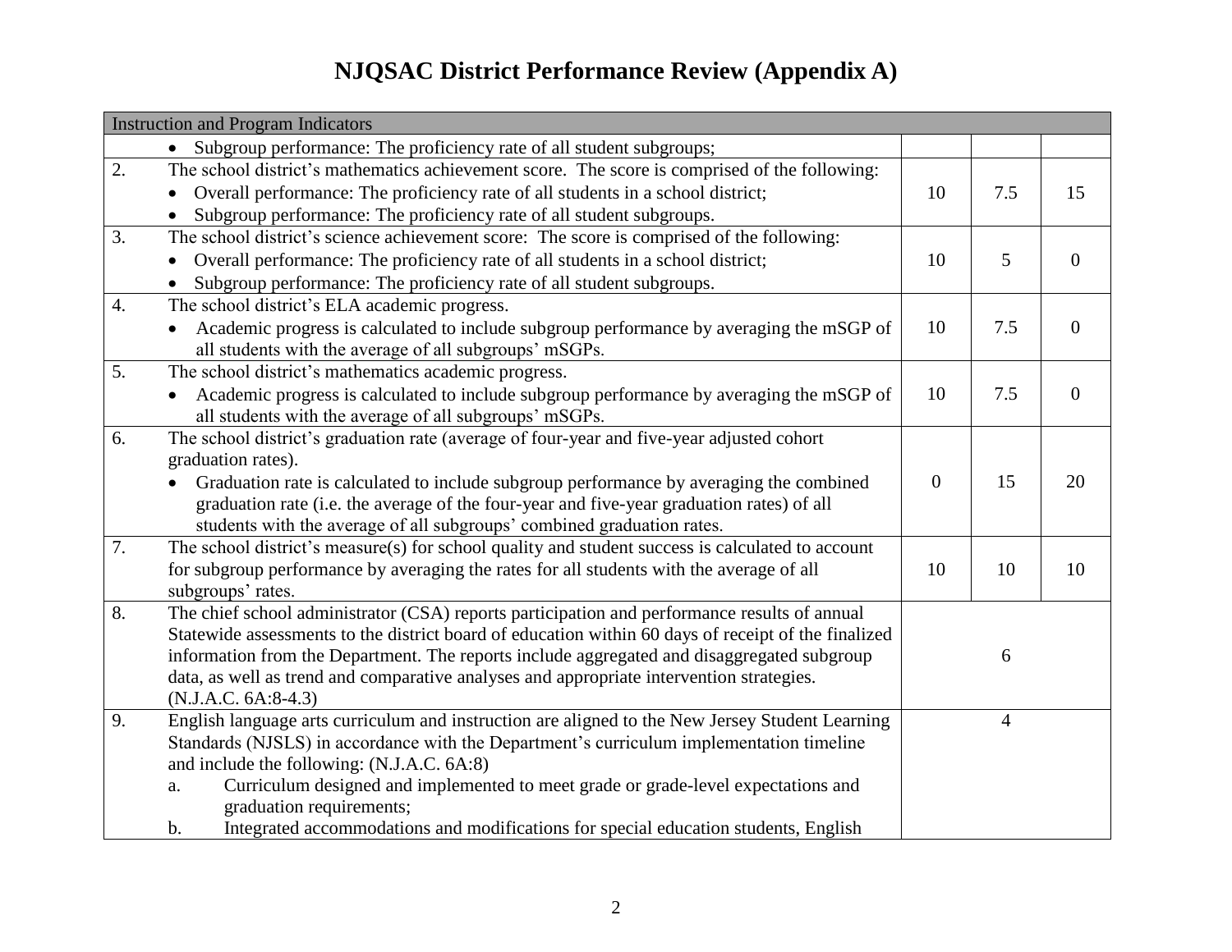# NJQSAC District Performance Review (Appendix A)

| Instruction and Program Indicators | | | |
|---|---|---|---|
| • Subgroup performance: The proficiency rate of all student subgroups; | | | |
| 2. The school district's mathematics achievement score. The score is comprised of the following: <br>• Overall performance: The proficiency rate of all students in a school district; <br>• Subgroup performance: The proficiency rate of all student subgroups. | 10 | 7.5 | 15 |
| 3. The school district's science achievement score: The score is comprised of the following: <br>• Overall performance: The proficiency rate of all students in a school district; <br>• Subgroup performance: The proficiency rate of all student subgroups. | 10 | 5 | 0 |
| 4. The school district's ELA academic progress. <br>• Academic progress is calculated to include subgroup performance by averaging the mSGP of all students with the average of all subgroups' mSGPs. | 10 | 7.5 | 0 |
| 5. The school district's mathematics academic progress. <br>• Academic progress is calculated to include subgroup performance by averaging the mSGP of all students with the average of all subgroups' mSGPs. | 10 | 7.5 | 0 |
| 6. The school district's graduation rate (average of four-year and five-year adjusted cohort graduation rates). <br>• Graduation rate is calculated to include subgroup performance by averaging the combined graduation rate (i.e. the average of the four-year and five-year graduation rates) of all students with the average of all subgroups' combined graduation rates. | 0 | 15 | 20 |
| 7. The school district's measure(s) for school quality and student success is calculated to account for subgroup performance by averaging the rates for all students with the average of all subgroups' rates. | 10 | 10 | 10 |
| 8. The chief school administrator (CSA) reports participation and performance results of annual Statewide assessments to the district board of education within 60 days of receipt of the finalized information from the Department. The reports include aggregated and disaggregated subgroup data, as well as trend and comparative analyses and appropriate intervention strategies. (N.J.A.C. 6A:8-4.3) | 6 | | |
| 9. English language arts curriculum and instruction are aligned to the New Jersey Student Learning Standards (NJSLS) in accordance with the Department's curriculum implementation timeline and include the following: (N.J.A.C. 6A:8) <br>a. Curriculum designed and implemented to meet grade or grade-level expectations and graduation requirements; <br>b. Integrated accommodations and modifications for special education students, English | 4 | | |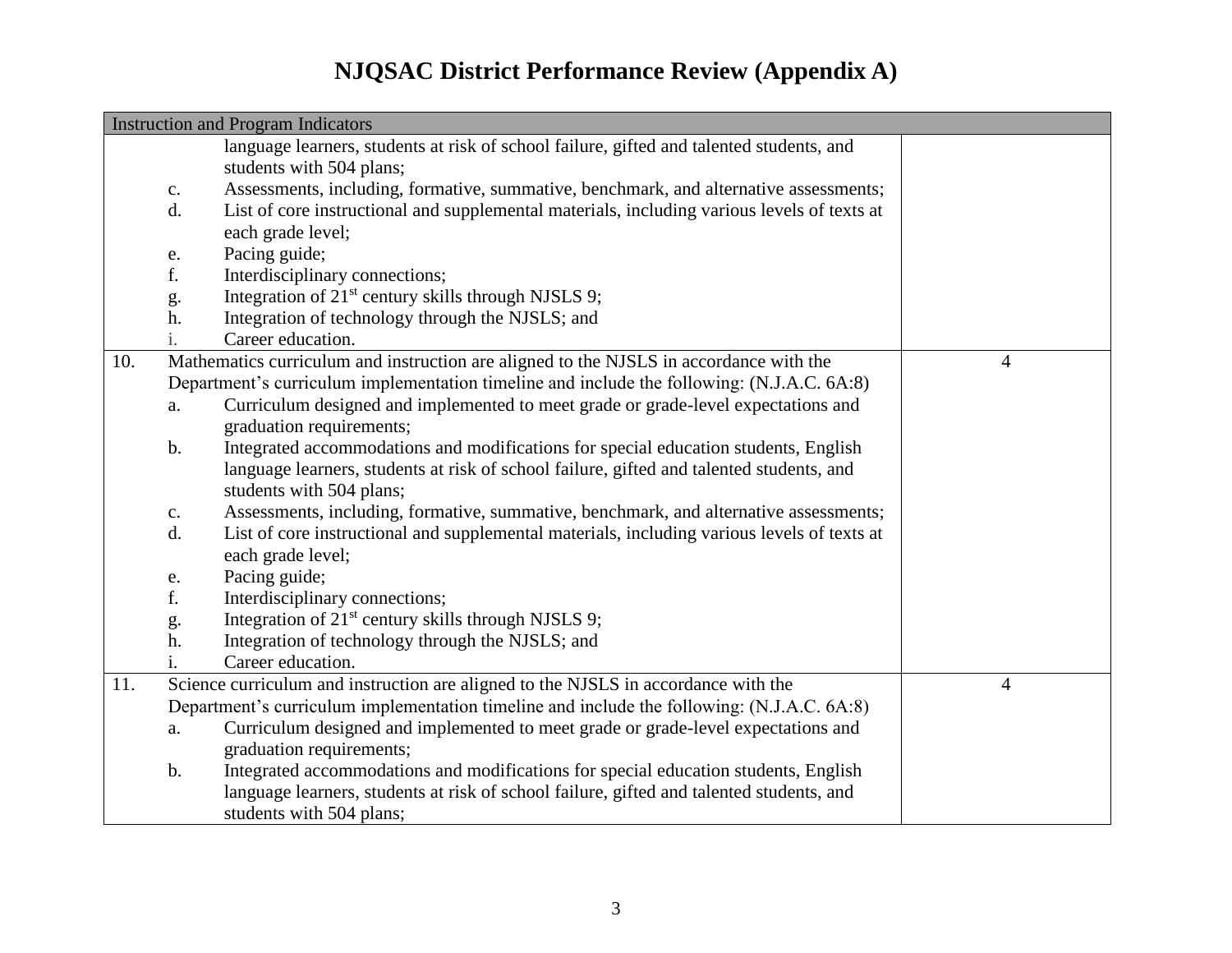# NJQSAC District Performance Review (Appendix A)

| Instruction and Program Indicators | | |
|---|---|---|
| | language learners, students at risk of school failure, gifted and talented students, and students with 504 plans;<br>c. Assessments, including, formative, summative, benchmark, and alternative assessments;<br>d. List of core instructional and supplemental materials, including various levels of texts at each grade level;<br>e. Pacing guide;<br>f. Interdisciplinary connections;<br>g. Integration of 21st century skills through NJSLS 9;<br>h. Integration of technology through the NJSLS; and<br>i. Career education. | |
| 10. | Mathematics curriculum and instruction are aligned to the NJSLS in accordance with the Department's curriculum implementation timeline and include the following: (N.J.A.C. 6A:8)<br>a. Curriculum designed and implemented to meet grade or grade-level expectations and graduation requirements;<br>b. Integrated accommodations and modifications for special education students, English language learners, students at risk of school failure, gifted and talented students, and students with 504 plans;<br>c. Assessments, including, formative, summative, benchmark, and alternative assessments;<br>d. List of core instructional and supplemental materials, including various levels of texts at each grade level;<br>e. Pacing guide;<br>f. Interdisciplinary connections;<br>g. Integration of 21st century skills through NJSLS 9;<br>h. Integration of technology through the NJSLS; and<br>i. Career education. | 4 |
| 11. | Science curriculum and instruction are aligned to the NJSLS in accordance with the Department's curriculum implementation timeline and include the following: (N.J.A.C. 6A:8)<br>a. Curriculum designed and implemented to meet grade or grade-level expectations and graduation requirements;<br>b. Integrated accommodations and modifications for special education students, English language learners, students at risk of school failure, gifted and talented students, and students with 504 plans; | 4 |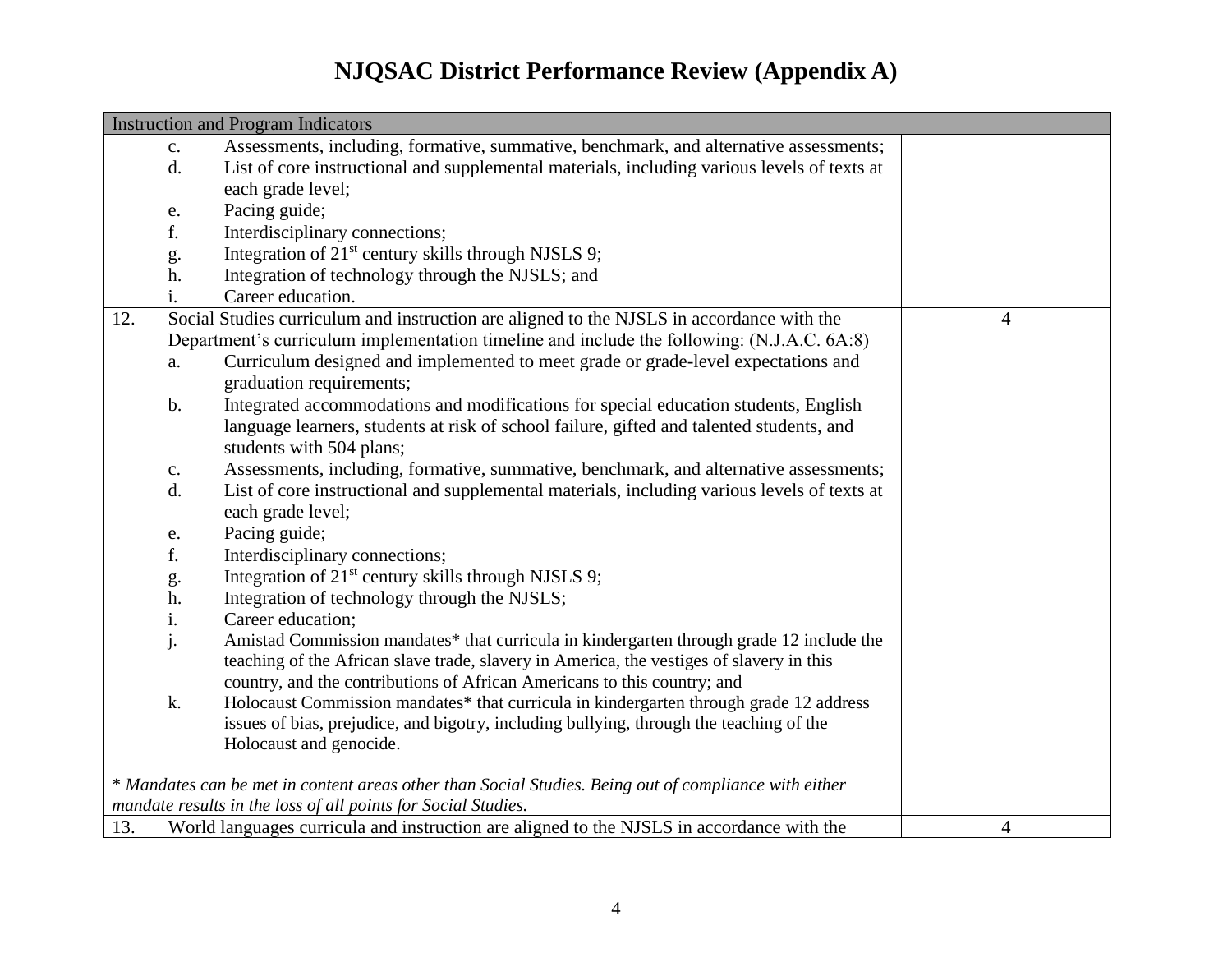# NJQSAC District Performance Review (Appendix A)

| Instruction and Program Indicators | |
|---|---|
| c. Assessments, including, formative, summative, benchmark, and alternative assessments;<br>d. List of core instructional and supplemental materials, including various levels of texts at each grade level;<br>e. Pacing guide;<br>f. Interdisciplinary connections;<br>g. Integration of 21st century skills through NJSLS 9;<br>h. Integration of technology through the NJSLS; and<br>i. Career education. | |
| 12. Social Studies curriculum and instruction are aligned to the NJSLS in accordance with the Department's curriculum implementation timeline and include the following: (N.J.A.C. 6A:8)<br>a. Curriculum designed and implemented to meet grade or grade-level expectations and graduation requirements;<br>b. Integrated accommodations and modifications for special education students, English language learners, students at risk of school failure, gifted and talented students, and students with 504 plans;<br>c. Assessments, including, formative, summative, benchmark, and alternative assessments;<br>d. List of core instructional and supplemental materials, including various levels of texts at each grade level;<br>e. Pacing guide;<br>f. Interdisciplinary connections;<br>g. Integration of 21st century skills through NJSLS 9;<br>h. Integration of technology through the NJSLS;<br>i. Career education;<br>j. Amistad Commission mandates* that curricula in kindergarten through grade 12 include the teaching of the African slave trade, slavery in America, the vestiges of slavery in this country, and the contributions of African Americans to this country; and<br>k. Holocaust Commission mandates* that curricula in kindergarten through grade 12 address issues of bias, prejudice, and bigotry, including bullying, through the teaching of the Holocaust and genocide.<br><br>*\* Mandates can be met in content areas other than Social Studies. Being out of compliance with either mandate results in the loss of all points for Social Studies.* | 4 |
| 13. World languages curricula and instruction are aligned to the NJSLS in accordance with the | 4 |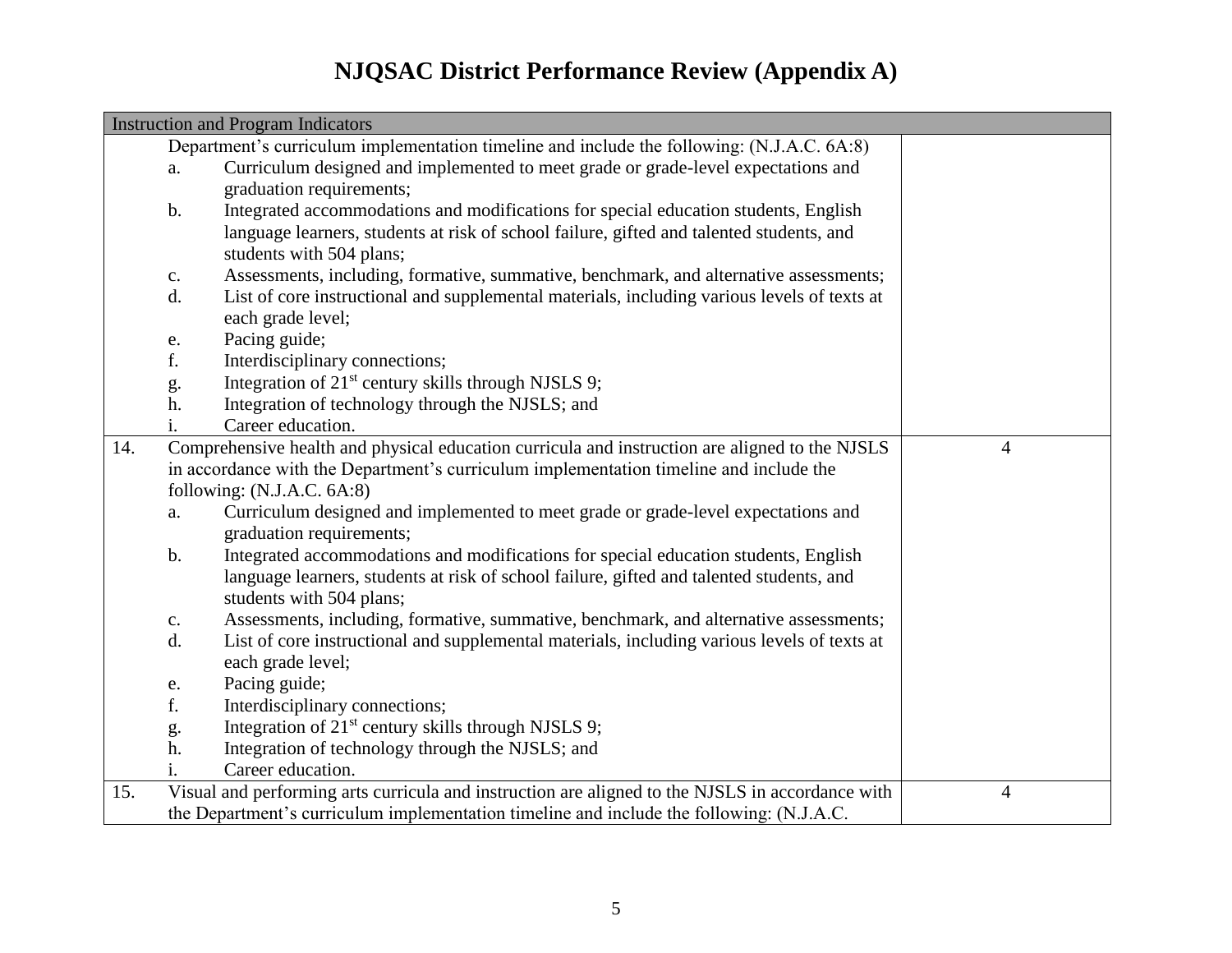# NJQSAC District Performance Review (Appendix A)

| Instruction and Program Indicators | | |
|---|---|---|
| | Department's curriculum implementation timeline and include the following: (N.J.A.C. 6A:8)<br>a. Curriculum designed and implemented to meet grade or grade-level expectations and graduation requirements;<br>b. Integrated accommodations and modifications for special education students, English language learners, students at risk of school failure, gifted and talented students, and students with 504 plans;<br>c. Assessments, including, formative, summative, benchmark, and alternative assessments;<br>d. List of core instructional and supplemental materials, including various levels of texts at each grade level;<br>e. Pacing guide;<br>f. Interdisciplinary connections;<br>g. Integration of 21st century skills through NJSLS 9;<br>h. Integration of technology through the NJSLS; and<br>i. Career education. | |
| 14. | Comprehensive health and physical education curricula and instruction are aligned to the NJSLS in accordance with the Department's curriculum implementation timeline and include the following: (N.J.A.C. 6A:8)<br>a. Curriculum designed and implemented to meet grade or grade-level expectations and graduation requirements;<br>b. Integrated accommodations and modifications for special education students, English language learners, students at risk of school failure, gifted and talented students, and students with 504 plans;<br>c. Assessments, including, formative, summative, benchmark, and alternative assessments;<br>d. List of core instructional and supplemental materials, including various levels of texts at each grade level;<br>e. Pacing guide;<br>f. Interdisciplinary connections;<br>g. Integration of 21st century skills through NJSLS 9;<br>h. Integration of technology through the NJSLS; and<br>i. Career education. | 4 |
| 15. | Visual and performing arts curricula and instruction are aligned to the NJSLS in accordance with the Department's curriculum implementation timeline and include the following: (N.J.A.C. | 4 |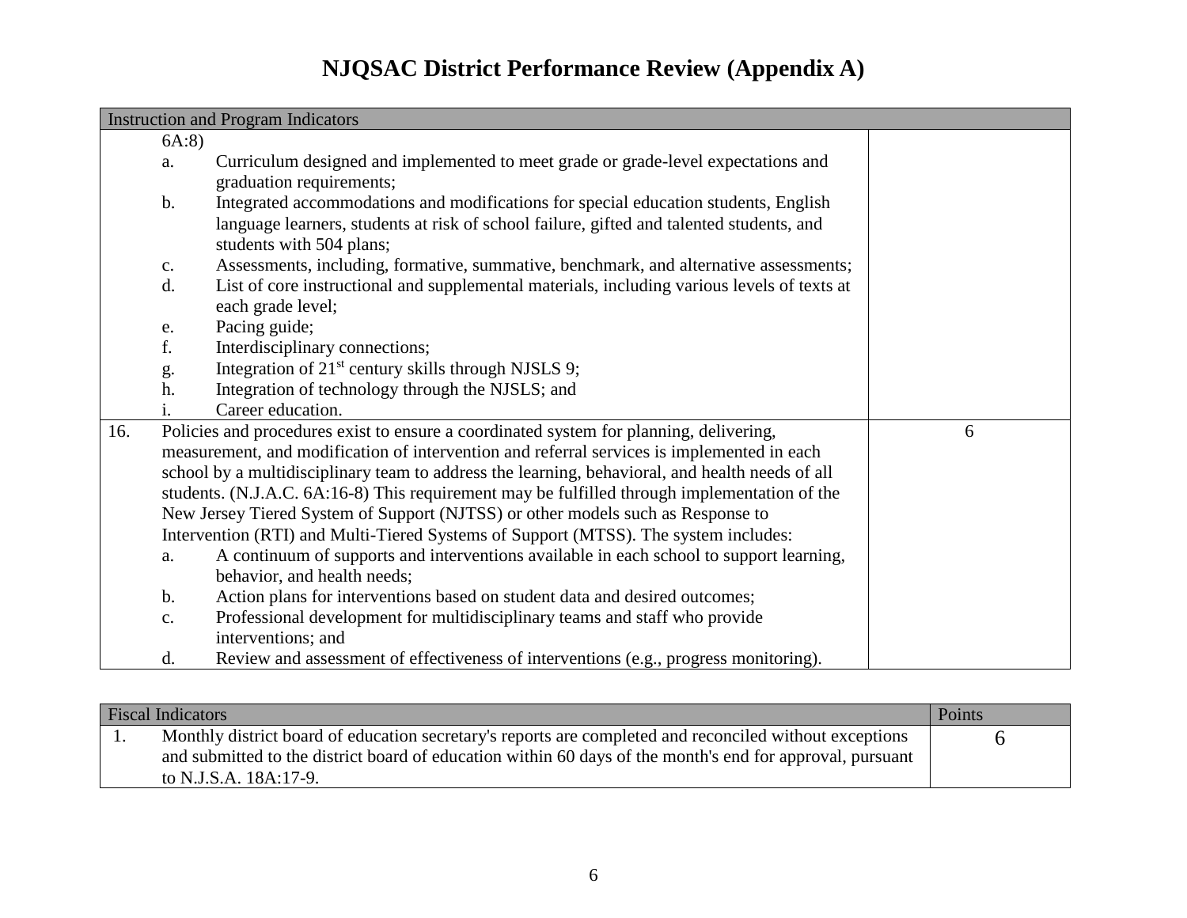# NJQSAC District Performance Review (Appendix A)

| Instruction and Program Indicators | |
|---|---|
| 6A:8)<br>a. Curriculum designed and implemented to meet grade or grade-level expectations and graduation requirements;<br>b. Integrated accommodations and modifications for special education students, English language learners, students at risk of school failure, gifted and talented students, and students with 504 plans;<br>c. Assessments, including, formative, summative, benchmark, and alternative assessments;<br>d. List of core instructional and supplemental materials, including various levels of texts at each grade level;<br>e. Pacing guide;<br>f. Interdisciplinary connections;<br>g. Integration of 21st century skills through NJSLS 9;<br>h. Integration of technology through the NJSLS; and<br>i. Career education. | |
| 16. Policies and procedures exist to ensure a coordinated system for planning, delivering, measurement, and modification of intervention and referral services is implemented in each school by a multidisciplinary team to address the learning, behavioral, and health needs of all students. (N.J.A.C. 6A:16-8) This requirement may be fulfilled through implementation of the New Jersey Tiered System of Support (NJTSS) or other models such as Response to Intervention (RTI) and Multi-Tiered Systems of Support (MTSS). The system includes:<br>a. A continuum of supports and interventions available in each school to support learning, behavior, and health needs;<br>b. Action plans for interventions based on student data and desired outcomes;<br>c. Professional development for multidisciplinary teams and staff who provide interventions; and<br>d. Review and assessment of effectiveness of interventions (e.g., progress monitoring). | 6 |

| Fiscal Indicators | Points |
|---|---|
| 1. Monthly district board of education secretary's reports are completed and reconciled without exceptions and submitted to the district board of education within 60 days of the month's end for approval, pursuant to N.J.S.A. 18A:17-9. | 6 |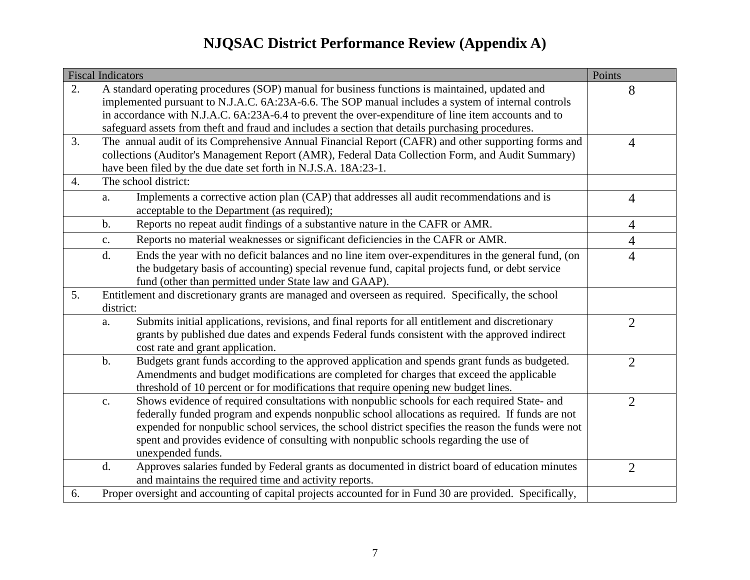# NJQSAC District Performance Review (Appendix A)

| Fiscal Indicators | | | Points |
|---|---|---|---|
| 2. | A standard operating procedures (SOP) manual for business functions is maintained, updated and implemented pursuant to N.J.A.C. 6A:23A-6.6. The SOP manual includes a system of internal controls in accordance with N.J.A.C. 6A:23A-6.4 to prevent the over-expenditure of line item accounts and to safeguard assets from theft and fraud and includes a section that details purchasing procedures. | | 8 |
| 3. | The annual audit of its Comprehensive Annual Financial Report (CAFR) and other supporting forms and collections (Auditor's Management Report (AMR), Federal Data Collection Form, and Audit Summary) have been filed by the due date set forth in N.J.S.A. 18A:23-1. | | 4 |
| 4. | The school district: | | |
| | a. | Implements a corrective action plan (CAP) that addresses all audit recommendations and is acceptable to the Department (as required); | 4 |
| | b. | Reports no repeat audit findings of a substantive nature in the CAFR or AMR. | 4 |
| | c. | Reports no material weaknesses or significant deficiencies in the CAFR or AMR. | 4 |
| | d. | Ends the year with no deficit balances and no line item over-expenditures in the general fund, (on the budgetary basis of accounting) special revenue fund, capital projects fund, or debt service fund (other than permitted under State law and GAAP). | 4 |
| 5. | Entitlement and discretionary grants are managed and overseen as required. Specifically, the school district: | | |
| | a. | Submits initial applications, revisions, and final reports for all entitlement and discretionary grants by published due dates and expends Federal funds consistent with the approved indirect cost rate and grant application. | 2 |
| | b. | Budgets grant funds according to the approved application and spends grant funds as budgeted. Amendments and budget modifications are completed for charges that exceed the applicable threshold of 10 percent or for modifications that require opening new budget lines. | 2 |
| | c. | Shows evidence of required consultations with nonpublic schools for each required State- and federally funded program and expends nonpublic school allocations as required. If funds are not expended for nonpublic school services, the school district specifies the reason the funds were not spent and provides evidence of consulting with nonpublic schools regarding the use of unexpended funds. | 2 |
| | d. | Approves salaries funded by Federal grants as documented in district board of education minutes and maintains the required time and activity reports. | 2 |
| 6. | Proper oversight and accounting of capital projects accounted for in Fund 30 are provided. Specifically, | | |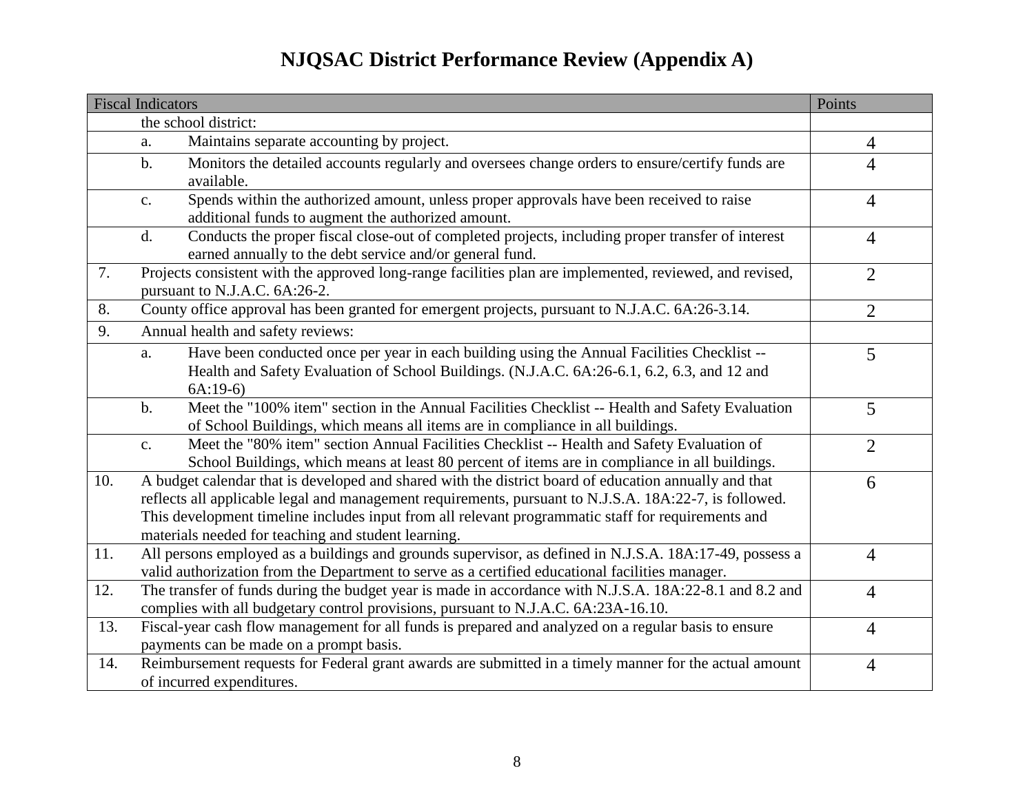# NJQSAC District Performance Review (Appendix A)

| Fiscal Indicators | | | Points |
|---|---|---|---|
| | the school district: | | |
| | a. | Maintains separate accounting by project. | 4 |
| | b. | Monitors the detailed accounts regularly and oversees change orders to ensure/certify funds are available. | 4 |
| | c. | Spends within the authorized amount, unless proper approvals have been received to raise additional funds to augment the authorized amount. | 4 |
| | d. | Conducts the proper fiscal close-out of completed projects, including proper transfer of interest earned annually to the debt service and/or general fund. | 4 |
| 7. | Projects consistent with the approved long-range facilities plan are implemented, reviewed, and revised, pursuant to N.J.A.C. 6A:26-2. | | 2 |
| 8. | County office approval has been granted for emergent projects, pursuant to N.J.A.C. 6A:26-3.14. | | 2 |
| 9. | Annual health and safety reviews: | | |
| | a. | Have been conducted once per year in each building using the Annual Facilities Checklist -- Health and Safety Evaluation of School Buildings. (N.J.A.C. 6A:26-6.1, 6.2, 6.3, and 12 and 6A:19-6) | 5 |
| | b. | Meet the "100% item" section in the Annual Facilities Checklist -- Health and Safety Evaluation of School Buildings, which means all items are in compliance in all buildings. | 5 |
| | c. | Meet the "80% item" section Annual Facilities Checklist -- Health and Safety Evaluation of School Buildings, which means at least 80 percent of items are in compliance in all buildings. | 2 |
| 10. | A budget calendar that is developed and shared with the district board of education annually and that reflects all applicable legal and management requirements, pursuant to N.J.S.A. 18A:22-7, is followed. This development timeline includes input from all relevant programmatic staff for requirements and materials needed for teaching and student learning. | | 6 |
| 11. | All persons employed as a buildings and grounds supervisor, as defined in N.J.S.A. 18A:17-49, possess a valid authorization from the Department to serve as a certified educational facilities manager. | | 4 |
| 12. | The transfer of funds during the budget year is made in accordance with N.J.S.A. 18A:22-8.1 and 8.2 and complies with all budgetary control provisions, pursuant to N.J.A.C. 6A:23A-16.10. | | 4 |
| 13. | Fiscal-year cash flow management for all funds is prepared and analyzed on a regular basis to ensure payments can be made on a prompt basis. | | 4 |
| 14. | Reimbursement requests for Federal grant awards are submitted in a timely manner for the actual amount of incurred expenditures. | | 4 |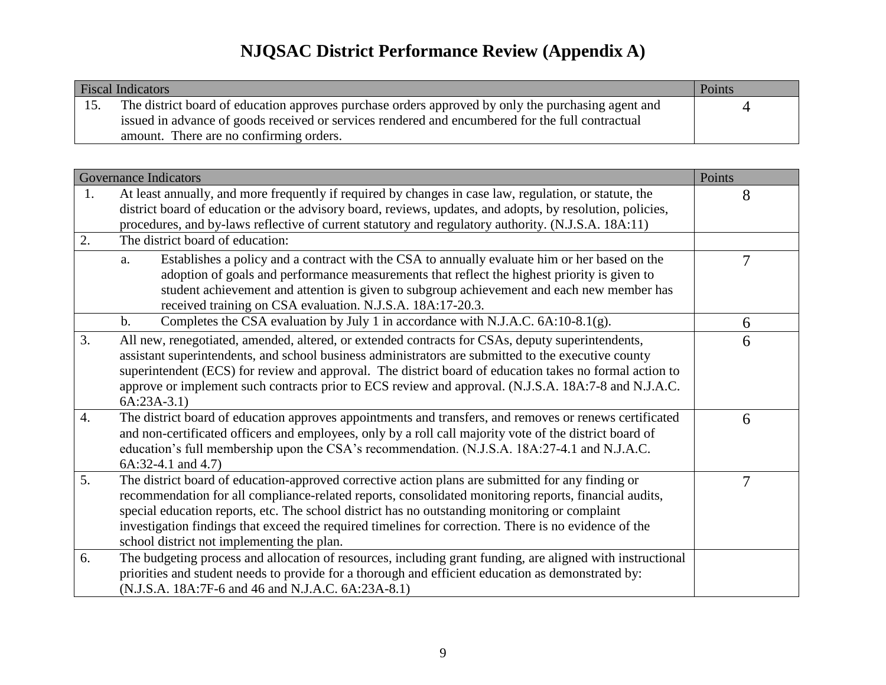# NJQSAC District Performance Review (Appendix A)

| Fiscal Indicators | Points |
|---|---|
| 15. The district board of education approves purchase orders approved by only the purchasing agent and issued in advance of goods received or services rendered and encumbered for the full contractual amount. There are no confirming orders. | 4 |

| Governance Indicators | Points |
|---|---|
| 1. At least annually, and more frequently if required by changes in case law, regulation, or statute, the district board of education or the advisory board, reviews, updates, and adopts, by resolution, policies, procedures, and by-laws reflective of current statutory and regulatory authority. (N.J.S.A. 18A:11) | 8 |
| 2. The district board of education: | |
| a. Establishes a policy and a contract with the CSA to annually evaluate him or her based on the adoption of goals and performance measurements that reflect the highest priority is given to student achievement and attention is given to subgroup achievement and each new member has received training on CSA evaluation. N.J.S.A. 18A:17-20.3. | 7 |
| b. Completes the CSA evaluation by July 1 in accordance with N.J.A.C. 6A:10-8.1(g). | 6 |
| 3. All new, renegotiated, amended, altered, or extended contracts for CSAs, deputy superintendents, assistant superintendents, and school business administrators are submitted to the executive county superintendent (ECS) for review and approval. The district board of education takes no formal action to approve or implement such contracts prior to ECS review and approval. (N.J.S.A. 18A:7-8 and N.J.A.C. 6A:23A-3.1) | 6 |
| 4. The district board of education approves appointments and transfers, and removes or renews certificated and non-certificated officers and employees, only by a roll call majority vote of the district board of education's full membership upon the CSA's recommendation. (N.J.S.A. 18A:27-4.1 and N.J.A.C. 6A:32-4.1 and 4.7) | 6 |
| 5. The district board of education-approved corrective action plans are submitted for any finding or recommendation for all compliance-related reports, consolidated monitoring reports, financial audits, special education reports, etc. The school district has no outstanding monitoring or complaint investigation findings that exceed the required timelines for correction. There is no evidence of the school district not implementing the plan. | 7 |
| 6. The budgeting process and allocation of resources, including grant funding, are aligned with instructional priorities and student needs to provide for a thorough and efficient education as demonstrated by: (N.J.S.A. 18A:7F-6 and 46 and N.J.A.C. 6A:23A-8.1) | |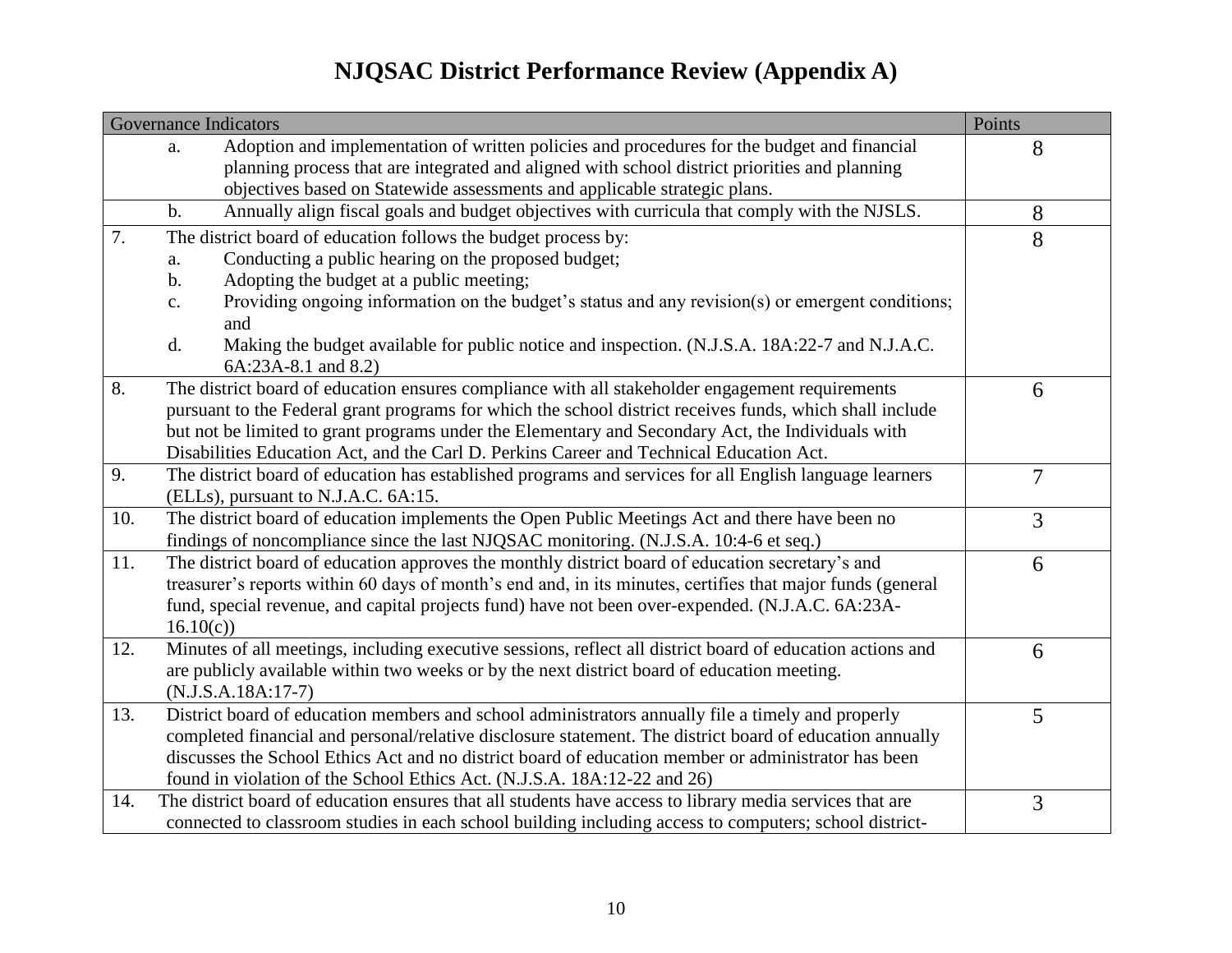# NJQSAC District Performance Review (Appendix A)

| Governance Indicators | Points |
|---|---|
| a. Adoption and implementation of written policies and procedures for the budget and financial planning process that are integrated and aligned with school district priorities and planning objectives based on Statewide assessments and applicable strategic plans. | 8 |
| b. Annually align fiscal goals and budget objectives with curricula that comply with the NJSLS. | 8 |
| 7. The district board of education follows the budget process by:<br>a. Conducting a public hearing on the proposed budget;<br>b. Adopting the budget at a public meeting;<br>c. Providing ongoing information on the budget's status and any revision(s) or emergent conditions; and<br>d. Making the budget available for public notice and inspection. (N.J.S.A. 18A:22-7 and N.J.A.C. 6A:23A-8.1 and 8.2) | 8 |
| 8. The district board of education ensures compliance with all stakeholder engagement requirements pursuant to the Federal grant programs for which the school district receives funds, which shall include but not be limited to grant programs under the Elementary and Secondary Act, the Individuals with Disabilities Education Act, and the Carl D. Perkins Career and Technical Education Act. | 6 |
| 9. The district board of education has established programs and services for all English language learners (ELLs), pursuant to N.J.A.C. 6A:15. | 7 |
| 10. The district board of education implements the Open Public Meetings Act and there have been no findings of noncompliance since the last NJQSAC monitoring. (N.J.S.A. 10:4-6 et seq.) | 3 |
| 11. The district board of education approves the monthly district board of education secretary's and treasurer's reports within 60 days of month's end and, in its minutes, certifies that major funds (general fund, special revenue, and capital projects fund) have not been over-expended. (N.J.A.C. 6A:23A-16.10(c)) | 6 |
| 12. Minutes of all meetings, including executive sessions, reflect all district board of education actions and are publicly available within two weeks or by the next district board of education meeting. (N.J.S.A.18A:17-7) | 6 |
| 13. District board of education members and school administrators annually file a timely and properly completed financial and personal/relative disclosure statement. The district board of education annually discusses the School Ethics Act and no district board of education member or administrator has been found in violation of the School Ethics Act. (N.J.S.A. 18A:12-22 and 26) | 5 |
| 14. The district board of education ensures that all students have access to library media services that are connected to classroom studies in each school building including access to computers; school district- | 3 |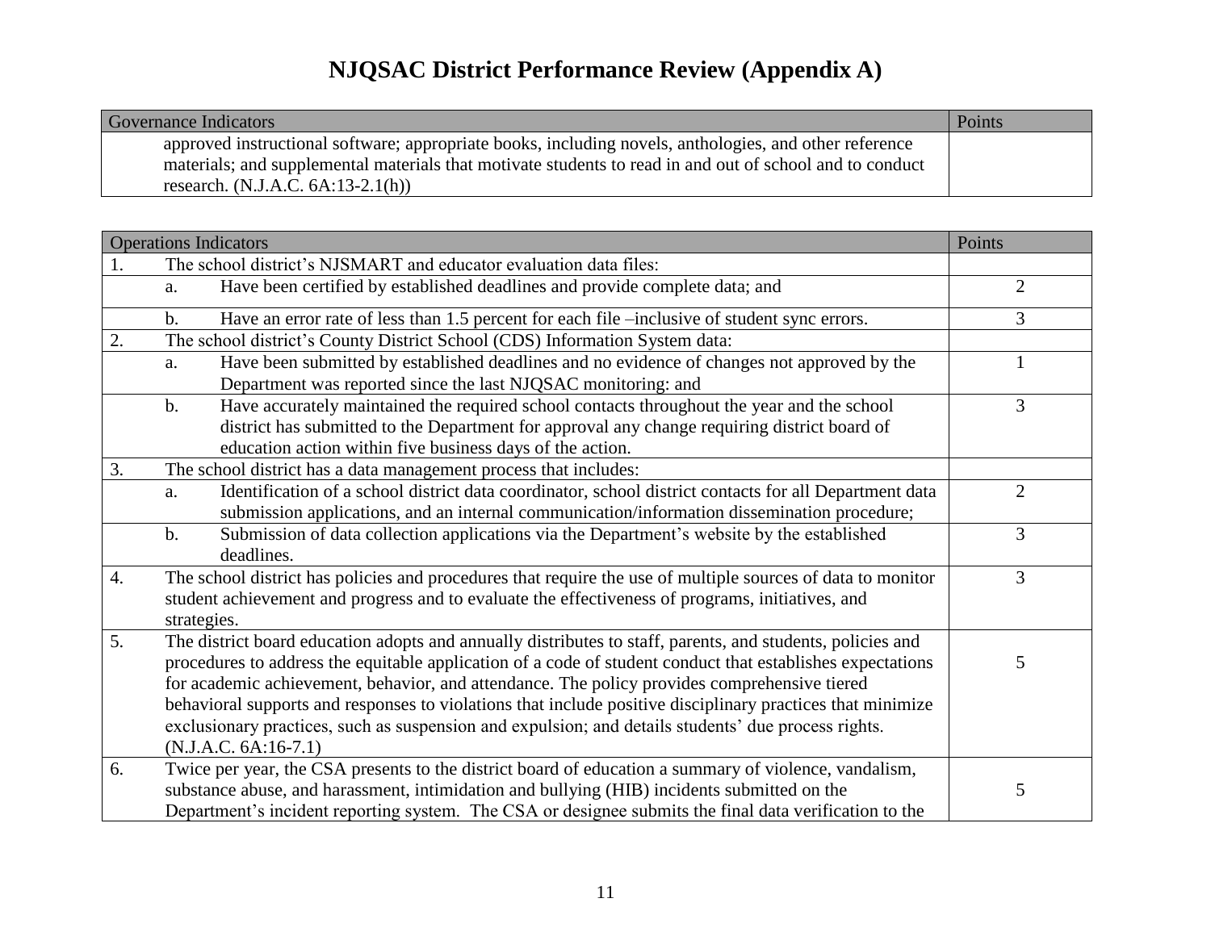# NJQSAC District Performance Review (Appendix A)

| Governance Indicators | Points |
| --- | --- |
| approved instructional software; appropriate books, including novels, anthologies, and other reference materials; and supplemental materials that motivate students to read in and out of school and to conduct research. (N.J.A.C. 6A:13-2.1(h)) | |

| Operations Indicators | Points |
| --- | --- |
| 1. The school district's NJSMART and educator evaluation data files: | |
| a. Have been certified by established deadlines and provide complete data; and | 2 |
| b. Have an error rate of less than 1.5 percent for each file –inclusive of student sync errors. | 3 |
| 2. The school district's County District School (CDS) Information System data: | |
| a. Have been submitted by established deadlines and no evidence of changes not approved by the Department was reported since the last NJQSAC monitoring: and | 1 |
| b. Have accurately maintained the required school contacts throughout the year and the school district has submitted to the Department for approval any change requiring district board of education action within five business days of the action. | 3 |
| 3. The school district has a data management process that includes: | |
| a. Identification of a school district data coordinator, school district contacts for all Department data submission applications, and an internal communication/information dissemination procedure; | 2 |
| b. Submission of data collection applications via the Department's website by the established deadlines. | 3 |
| 4. The school district has policies and procedures that require the use of multiple sources of data to monitor student achievement and progress and to evaluate the effectiveness of programs, initiatives, and strategies. | 3 |
| 5. The district board education adopts and annually distributes to staff, parents, and students, policies and procedures to address the equitable application of a code of student conduct that establishes expectations for academic achievement, behavior, and attendance. The policy provides comprehensive tiered behavioral supports and responses to violations that include positive disciplinary practices that minimize exclusionary practices, such as suspension and expulsion; and details students' due process rights. (N.J.A.C. 6A:16-7.1) | 5 |
| 6. Twice per year, the CSA presents to the district board of education a summary of violence, vandalism, substance abuse, and harassment, intimidation and bullying (HIB) incidents submitted on the Department's incident reporting system. The CSA or designee submits the final data verification to the | 5 |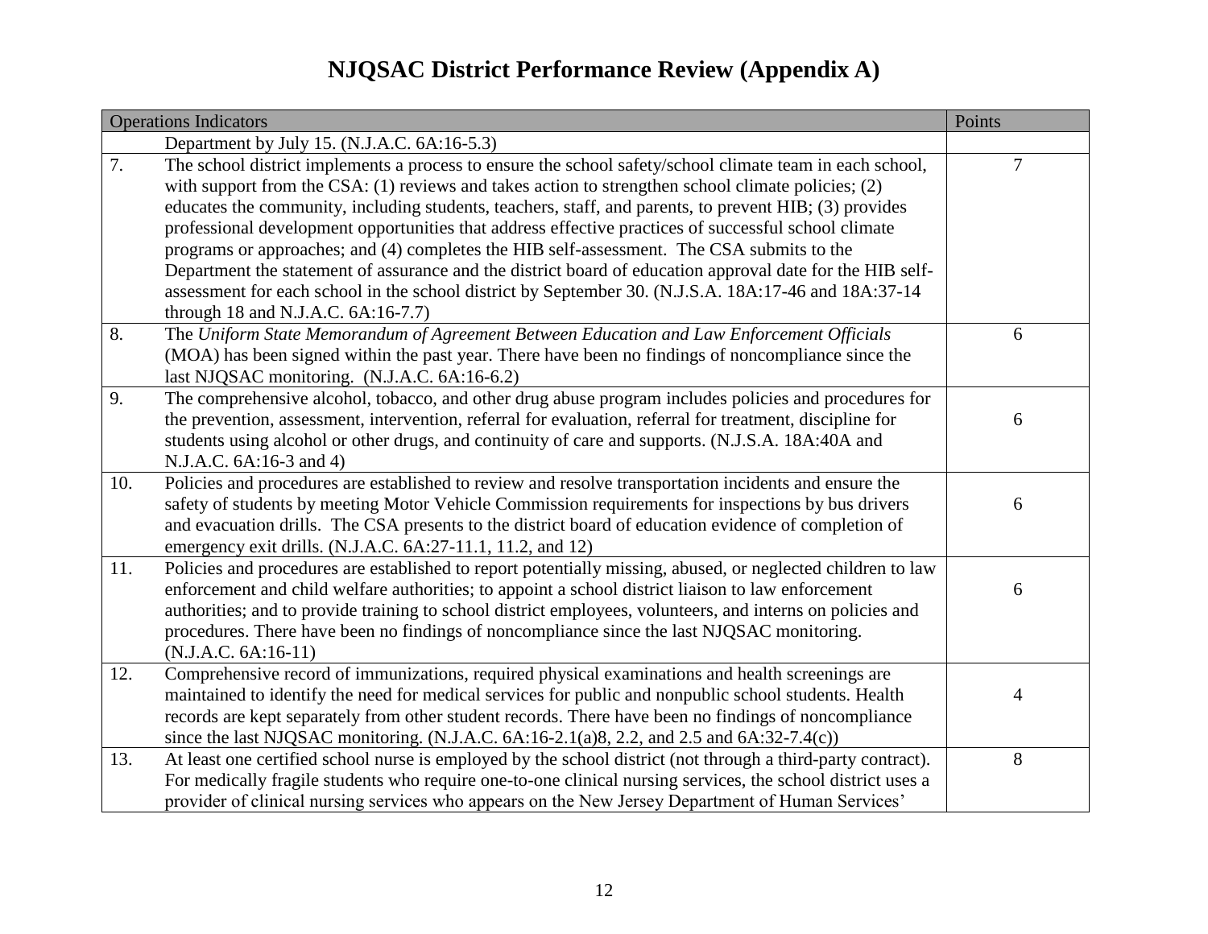# NJQSAC District Performance Review (Appendix A)

| | Operations Indicators | Points |
|---|---|---|
| | Department by July 15. (N.J.A.C. 6A:16-5.3) | |
| 7. | The school district implements a process to ensure the school safety/school climate team in each school, with support from the CSA: (1) reviews and takes action to strengthen school climate policies; (2) educates the community, including students, teachers, staff, and parents, to prevent HIB; (3) provides professional development opportunities that address effective practices of successful school climate programs or approaches; and (4) completes the HIB self-assessment. The CSA submits to the Department the statement of assurance and the district board of education approval date for the HIB self-assessment for each school in the school district by September 30. (N.J.S.A. 18A:17-46 and 18A:37-14 through 18 and N.J.A.C. 6A:16-7.7) | 7 |
| 8. | The *Uniform State Memorandum of Agreement Between Education and Law Enforcement Officials* (MOA) has been signed within the past year. There have been no findings of noncompliance since the last NJQSAC monitoring. (N.J.A.C. 6A:16-6.2) | 6 |
| 9. | The comprehensive alcohol, tobacco, and other drug abuse program includes policies and procedures for the prevention, assessment, intervention, referral for evaluation, referral for treatment, discipline for students using alcohol or other drugs, and continuity of care and supports. (N.J.S.A. 18A:40A and N.J.A.C. 6A:16-3 and 4) | 6 |
| 10. | Policies and procedures are established to review and resolve transportation incidents and ensure the safety of students by meeting Motor Vehicle Commission requirements for inspections by bus drivers and evacuation drills. The CSA presents to the district board of education evidence of completion of emergency exit drills. (N.J.A.C. 6A:27-11.1, 11.2, and 12) | 6 |
| 11. | Policies and procedures are established to report potentially missing, abused, or neglected children to law enforcement and child welfare authorities; to appoint a school district liaison to law enforcement authorities; and to provide training to school district employees, volunteers, and interns on policies and procedures. There have been no findings of noncompliance since the last NJQSAC monitoring. (N.J.A.C. 6A:16-11) | 6 |
| 12. | Comprehensive record of immunizations, required physical examinations and health screenings are maintained to identify the need for medical services for public and nonpublic school students. Health records are kept separately from other student records. There have been no findings of noncompliance since the last NJQSAC monitoring. (N.J.A.C. 6A:16-2.1(a)8, 2.2, and 2.5 and 6A:32-7.4(c)) | 4 |
| 13. | At least one certified school nurse is employed by the school district (not through a third-party contract). For medically fragile students who require one-to-one clinical nursing services, the school district uses a provider of clinical nursing services who appears on the New Jersey Department of Human Services' | 8 |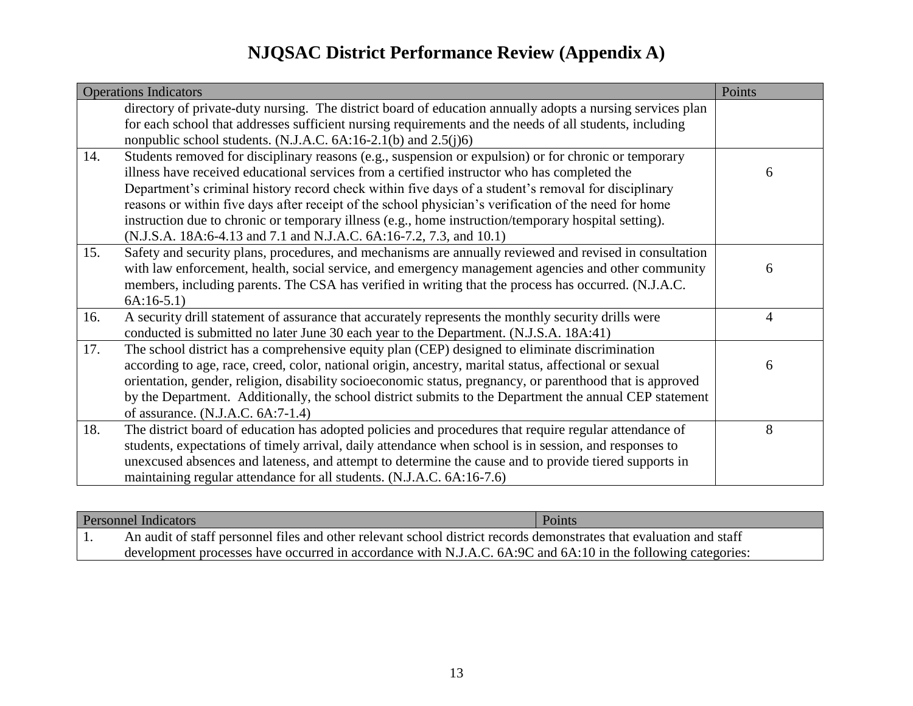# NJQSAC District Performance Review (Appendix A)

| Operations Indicators | | Points |
|---|---|---|
| | directory of private-duty nursing. The district board of education annually adopts a nursing services plan for each school that addresses sufficient nursing requirements and the needs of all students, including nonpublic school students. (N.J.A.C. 6A:16-2.1(b) and 2.5(j)6) | |
| 14. | Students removed for disciplinary reasons (e.g., suspension or expulsion) or for chronic or temporary illness have received educational services from a certified instructor who has completed the Department's criminal history record check within five days of a student's removal for disciplinary reasons or within five days after receipt of the school physician's verification of the need for home instruction due to chronic or temporary illness (e.g., home instruction/temporary hospital setting). (N.J.S.A. 18A:6-4.13 and 7.1 and N.J.A.C. 6A:16-7.2, 7.3, and 10.1) | 6 |
| 15. | Safety and security plans, procedures, and mechanisms are annually reviewed and revised in consultation with law enforcement, health, social service, and emergency management agencies and other community members, including parents. The CSA has verified in writing that the process has occurred. (N.J.A.C. 6A:16-5.1) | 6 |
| 16. | A security drill statement of assurance that accurately represents the monthly security drills were conducted is submitted no later June 30 each year to the Department. (N.J.S.A. 18A:41) | 4 |
| 17. | The school district has a comprehensive equity plan (CEP) designed to eliminate discrimination according to age, race, creed, color, national origin, ancestry, marital status, affectional or sexual orientation, gender, religion, disability socioeconomic status, pregnancy, or parenthood that is approved by the Department. Additionally, the school district submits to the Department the annual CEP statement of assurance. (N.J.A.C. 6A:7-1.4) | 6 |
| 18. | The district board of education has adopted policies and procedures that require regular attendance of students, expectations of timely arrival, daily attendance when school is in session, and responses to unexcused absences and lateness, and attempt to determine the cause and to provide tiered supports in maintaining regular attendance for all students. (N.J.A.C. 6A:16-7.6) | 8 |

| Personnel Indicators | | Points |
|---|---|---|
| 1. | An audit of staff personnel files and other relevant school district records demonstrates that evaluation and staff development processes have occurred in accordance with N.J.A.C. 6A:9C and 6A:10 in the following categories: | |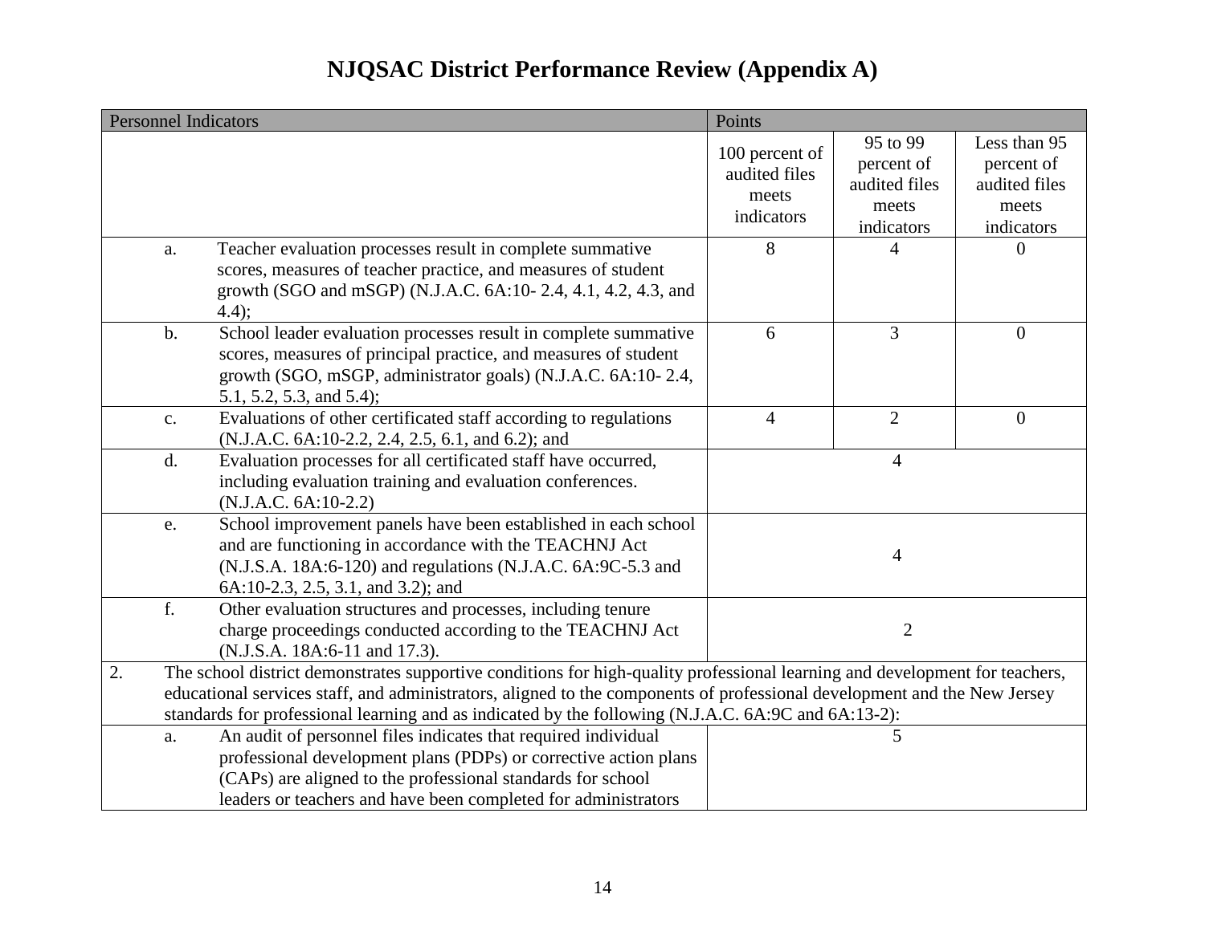# NJQSAC District Performance Review (Appendix A)

| Personnel Indicators | Points | | |
|---|---|---|---|
| | 100 percent of audited files meets indicators | 95 to 99 percent of audited files meets indicators | Less than 95 percent of audited files meets indicators |
| a. Teacher evaluation processes result in complete summative scores, measures of teacher practice, and measures of student growth (SGO and mSGP) (N.J.A.C. 6A:10- 2.4, 4.1, 4.2, 4.3, and 4.4); | 8 | 4 | 0 |
| b. School leader evaluation processes result in complete summative scores, measures of principal practice, and measures of student growth (SGO, mSGP, administrator goals) (N.J.A.C. 6A:10- 2.4, 5.1, 5.2, 5.3, and 5.4); | 6 | 3 | 0 |
| c. Evaluations of other certificated staff according to regulations (N.J.A.C. 6A:10-2.2, 2.4, 2.5, 6.1, and 6.2); and | 4 | 2 | 0 |
| d. Evaluation processes for all certificated staff have occurred, including evaluation training and evaluation conferences. (N.J.A.C. 6A:10-2.2) | 4 | | |
| e. School improvement panels have been established in each school and are functioning in accordance with the TEACHNJ Act (N.J.S.A. 18A:6-120) and regulations (N.J.A.C. 6A:9C-5.3 and 6A:10-2.3, 2.5, 3.1, and 3.2); and | 4 | | |
| f. Other evaluation structures and processes, including tenure charge proceedings conducted according to the TEACHNJ Act (N.J.S.A. 18A:6-11 and 17.3). | 2 | | |
| 2. The school district demonstrates supportive conditions for high-quality professional learning and development for teachers, educational services staff, and administrators, aligned to the components of professional development and the New Jersey standards for professional learning and as indicated by the following (N.J.A.C. 6A:9C and 6A:13-2): | | | |
| a. An audit of personnel files indicates that required individual professional development plans (PDPs) or corrective action plans (CAPs) are aligned to the professional standards for school leaders or teachers and have been completed for administrators | 5 | | |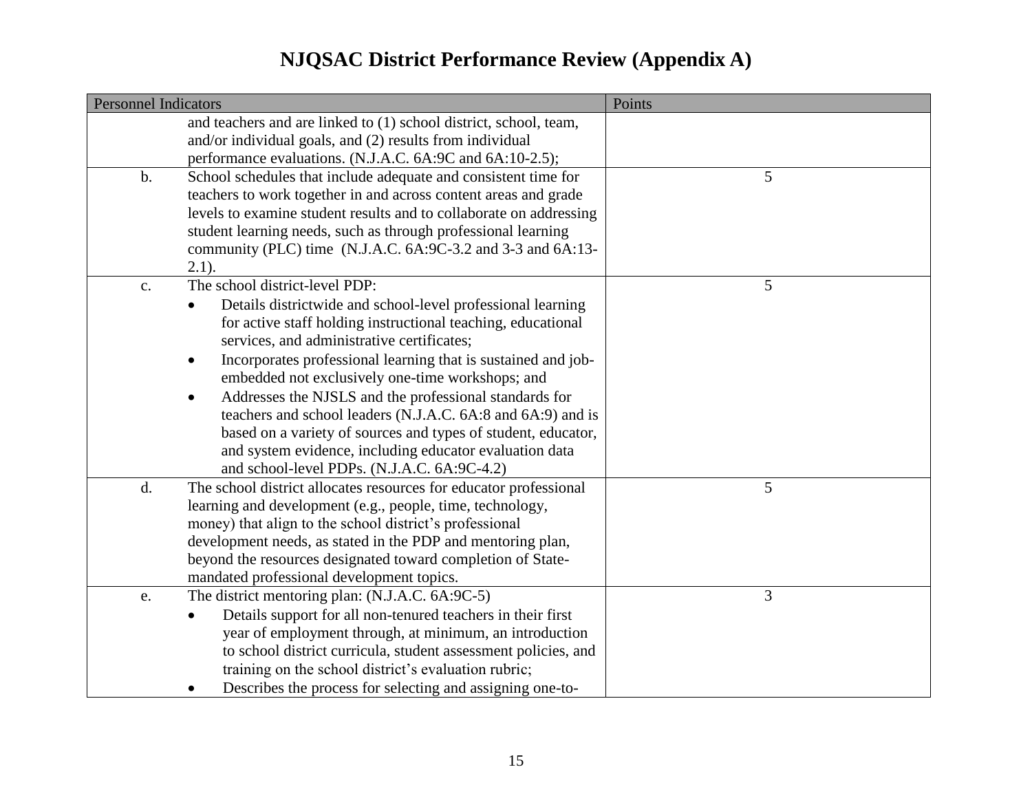# NJQSAC District Performance Review (Appendix A)

| Personnel Indicators | | Points |
|---|---|---|
| | and teachers and are linked to (1) school district, school, team, and/or individual goals, and (2) results from individual performance evaluations. (N.J.A.C. 6A:9C and 6A:10-2.5); | |
| b. | School schedules that include adequate and consistent time for teachers to work together in and across content areas and grade levels to examine student results and to collaborate on addressing student learning needs, such as through professional learning community (PLC) time (N.J.A.C. 6A:9C-3.2 and 3-3 and 6A:13-2.1). | 5 |
| c. | The school district-level PDP:<br>• Details districtwide and school-level professional learning for active staff holding instructional teaching, educational services, and administrative certificates;<br>• Incorporates professional learning that is sustained and job-embedded not exclusively one-time workshops; and<br>• Addresses the NJSLS and the professional standards for teachers and school leaders (N.J.A.C. 6A:8 and 6A:9) and is based on a variety of sources and types of student, educator, and system evidence, including educator evaluation data and school-level PDPs. (N.J.A.C. 6A:9C-4.2) | 5 |
| d. | The school district allocates resources for educator professional learning and development (e.g., people, time, technology, money) that align to the school district's professional development needs, as stated in the PDP and mentoring plan, beyond the resources designated toward completion of State-mandated professional development topics. | 5 |
| e. | The district mentoring plan: (N.J.A.C. 6A:9C-5)<br>• Details support for all non-tenured teachers in their first year of employment through, at minimum, an introduction to school district curricula, student assessment policies, and training on the school district's evaluation rubric;<br>• Describes the process for selecting and assigning one-to- | 3 |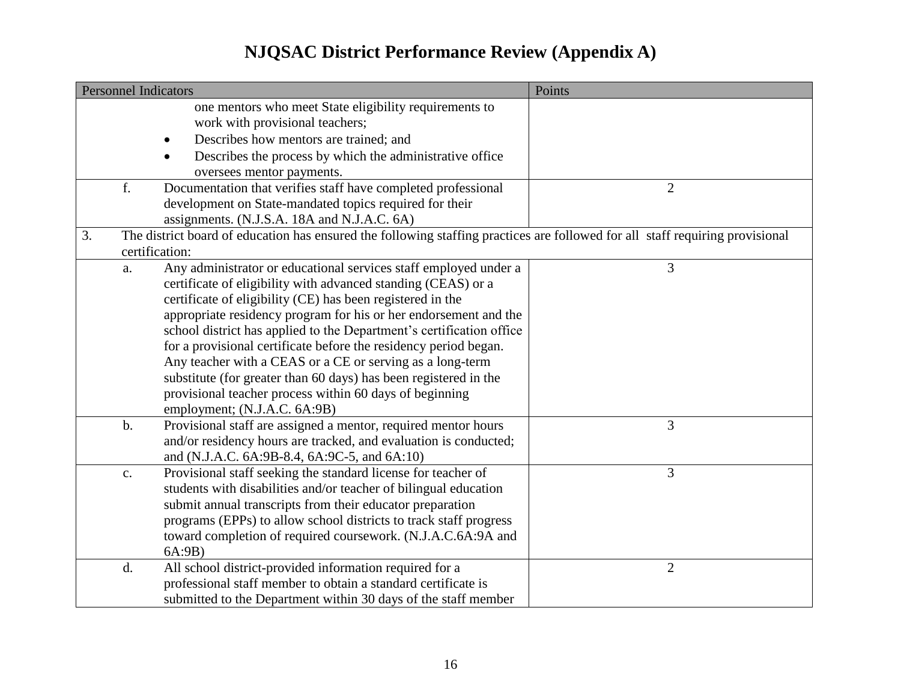# NJQSAC District Performance Review (Appendix A)

| Personnel Indicators | Points |
|---|---|
| one mentors who meet State eligibility requirements to work with provisional teachers;<br>• Describes how mentors are trained; and<br>• Describes the process by which the administrative office oversees mentor payments. | |
| f. Documentation that verifies staff have completed professional development on State-mandated topics required for their assignments. (N.J.S.A. 18A and N.J.A.C. 6A) | 2 |
| 3. The district board of education has ensured the following staffing practices are followed for all staff requiring provisional certification: | |
| a. Any administrator or educational services staff employed under a certificate of eligibility with advanced standing (CEAS) or a certificate of eligibility (CE) has been registered in the appropriate residency program for his or her endorsement and the school district has applied to the Department's certification office for a provisional certificate before the residency period began. Any teacher with a CEAS or a CE or serving as a long-term substitute (for greater than 60 days) has been registered in the provisional teacher process within 60 days of beginning employment; (N.J.A.C. 6A:9B) | 3 |
| b. Provisional staff are assigned a mentor, required mentor hours and/or residency hours are tracked, and evaluation is conducted; and (N.J.A.C. 6A:9B-8.4, 6A:9C-5, and 6A:10) | 3 |
| c. Provisional staff seeking the standard license for teacher of students with disabilities and/or teacher of bilingual education submit annual transcripts from their educator preparation programs (EPPs) to allow school districts to track staff progress toward completion of required coursework. (N.J.A.C.6A:9A and 6A:9B) | 3 |
| d. All school district-provided information required for a professional staff member to obtain a standard certificate is submitted to the Department within 30 days of the staff member | 2 |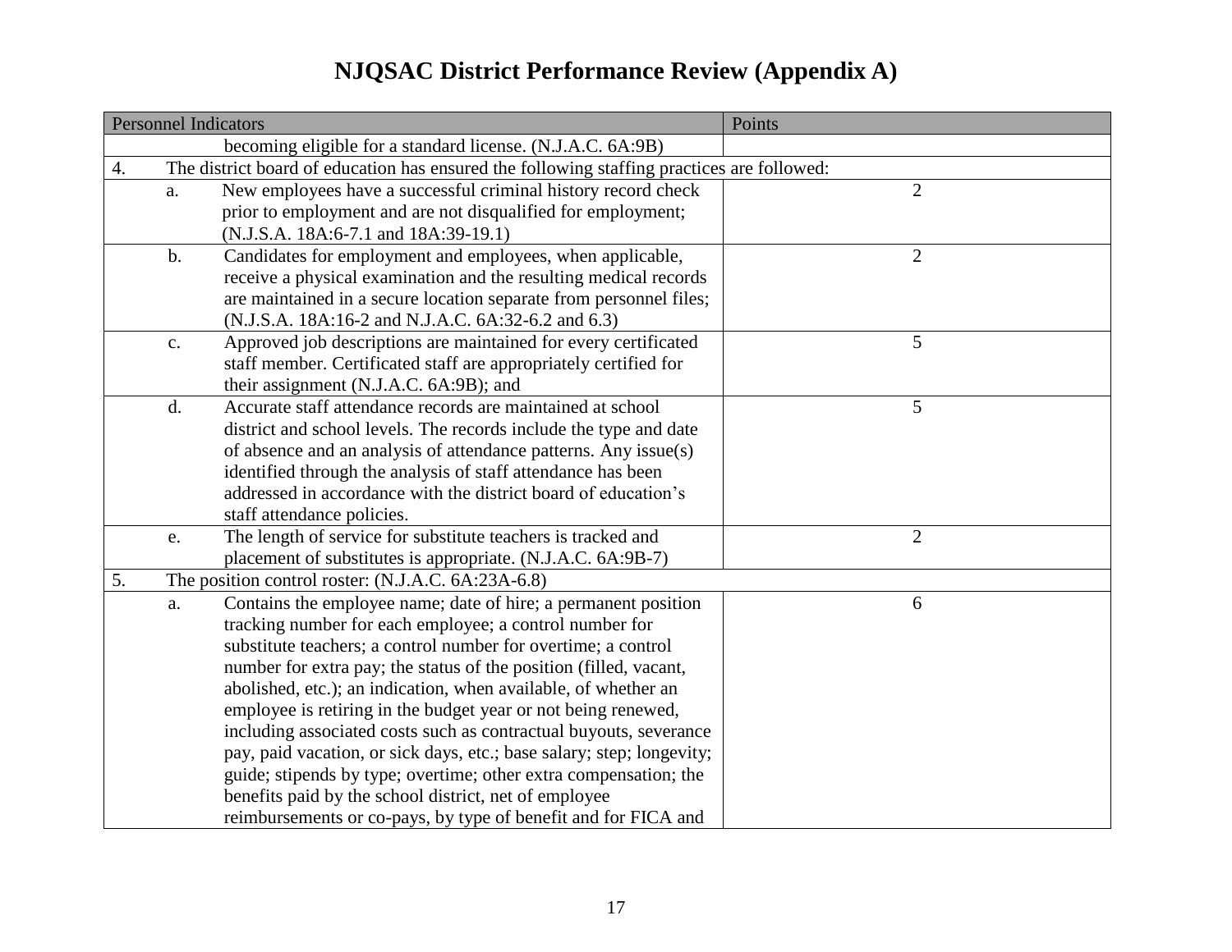# NJQSAC District Performance Review (Appendix A)

| Personnel Indicators | Points |
|---|---|
| becoming eligible for a standard license. (N.J.A.C. 6A:9B) | |
| 4. The district board of education has ensured the following staffing practices are followed: | |
| a. New employees have a successful criminal history record check prior to employment and are not disqualified for employment; (N.J.S.A. 18A:6-7.1 and 18A:39-19.1) | 2 |
| b. Candidates for employment and employees, when applicable, receive a physical examination and the resulting medical records are maintained in a secure location separate from personnel files; (N.J.S.A. 18A:16-2 and N.J.A.C. 6A:32-6.2 and 6.3) | 2 |
| c. Approved job descriptions are maintained for every certificated staff member. Certificated staff are appropriately certified for their assignment (N.J.A.C. 6A:9B); and | 5 |
| d. Accurate staff attendance records are maintained at school district and school levels. The records include the type and date of absence and an analysis of attendance patterns. Any issue(s) identified through the analysis of staff attendance has been addressed in accordance with the district board of education's staff attendance policies. | 5 |
| e. The length of service for substitute teachers is tracked and placement of substitutes is appropriate. (N.J.A.C. 6A:9B-7) | 2 |
| 5. The position control roster: (N.J.A.C. 6A:23A-6.8) | |
| a. Contains the employee name; date of hire; a permanent position tracking number for each employee; a control number for substitute teachers; a control number for overtime; a control number for extra pay; the status of the position (filled, vacant, abolished, etc.); an indication, when available, of whether an employee is retiring in the budget year or not being renewed, including associated costs such as contractual buyouts, severance pay, paid vacation, or sick days, etc.; base salary; step; longevity; guide; stipends by type; overtime; other extra compensation; the benefits paid by the school district, net of employee reimbursements or co-pays, by type of benefit and for FICA and | 6 |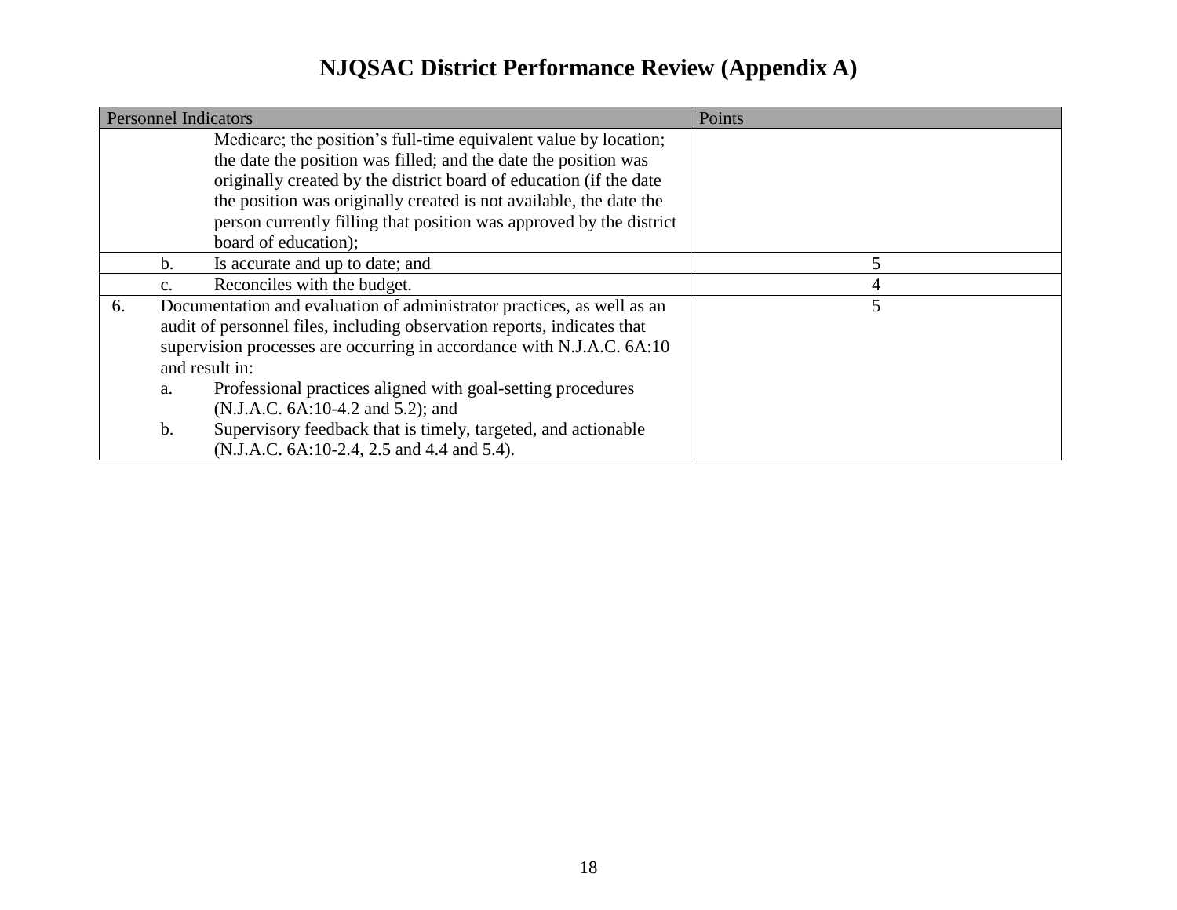# NJQSAC District Performance Review (Appendix A)

| Personnel Indicators | Points |
|---|---|
| Medicare; the position's full-time equivalent value by location; the date the position was filled; and the date the position was originally created by the district board of education (if the date the position was originally created is not available, the date the person currently filling that position was approved by the district board of education); | |
| b. Is accurate and up to date; and | 5 |
| c. Reconciles with the budget. | 4 |
| 6. Documentation and evaluation of administrator practices, as well as an audit of personnel files, including observation reports, indicates that supervision processes are occurring in accordance with N.J.A.C. 6A:10 and result in:<br>a. Professional practices aligned with goal-setting procedures (N.J.A.C. 6A:10-4.2 and 5.2); and<br>b. Supervisory feedback that is timely, targeted, and actionable (N.J.A.C. 6A:10-2.4, 2.5 and 4.4 and 5.4). | 5 |